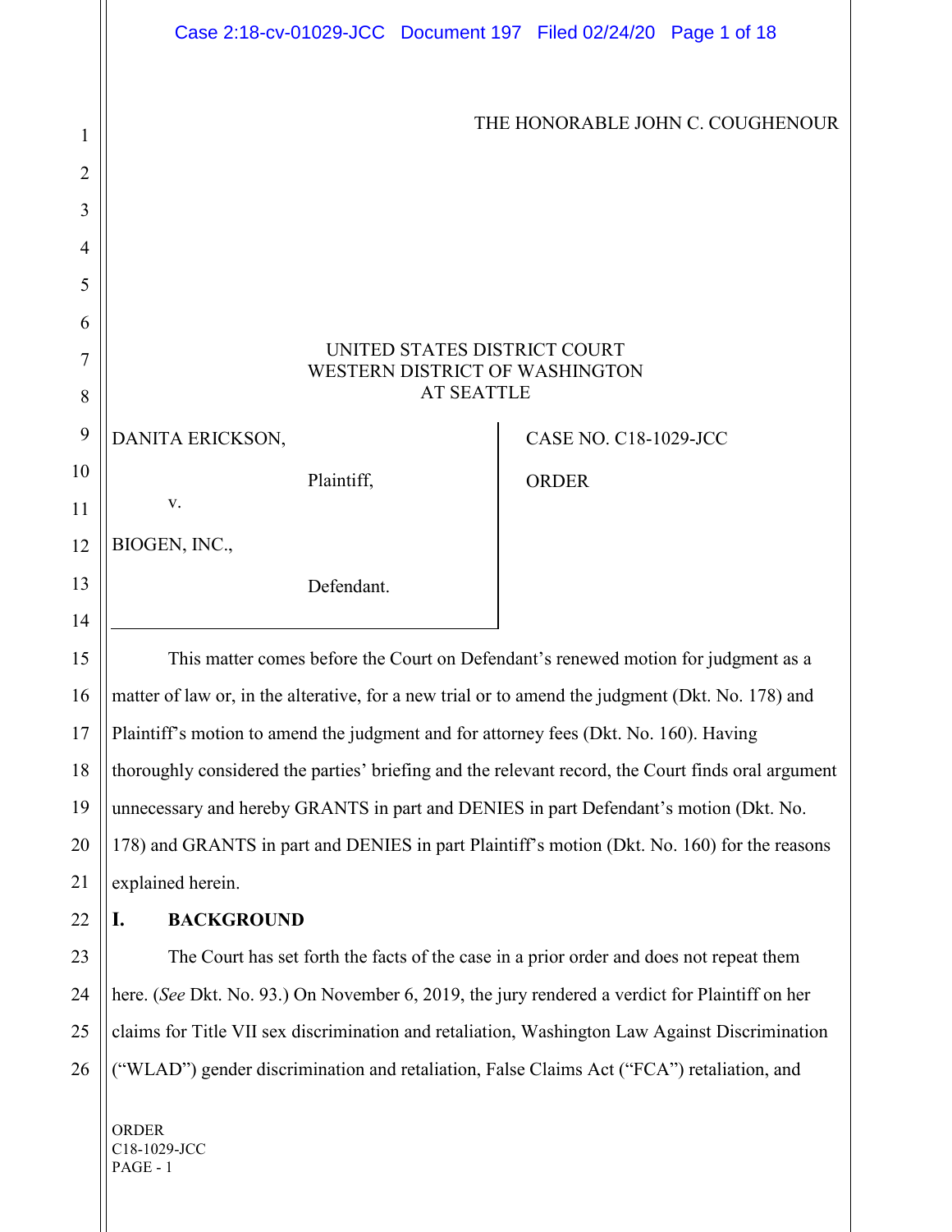THE HONORABLE JOHN C. COUGHENOUR

UNITED STATES DISTRICT COURT
WESTERN DISTRICT OF WASHINGTON
AT SEATTLE

DANITA ERICKSON,

Plaintiff,

v.

BIOGEN, INC.,

Defendant.

CASE NO. C18-1029-JCC

ORDER

This matter comes before the Court on Defendant's renewed motion for judgment as a matter of law or, in the alternative, for a new trial or to amend the judgment (Dkt. No. 178) and Plaintiff's motion to amend the judgment and for attorney fees (Dkt. No. 160). Having thoroughly considered the parties' briefing and the relevant record, the Court finds oral argument unnecessary and hereby GRANTS in part and DENIES in part Defendant's motion (Dkt. No. 178) and GRANTS in part and DENIES in part Plaintiff's motion (Dkt. No. 160) for the reasons explained herein.

## I. BACKGROUND

The Court has set forth the facts of the case in a prior order and does not repeat them here. (*See* Dkt. No. 93.) On November 6, 2019, the jury rendered a verdict for Plaintiff on her claims for Title VII sex discrimination and retaliation, Washington Law Against Discrimination ("WLAD") gender discrimination and retaliation, False Claims Act ("FCA") retaliation, and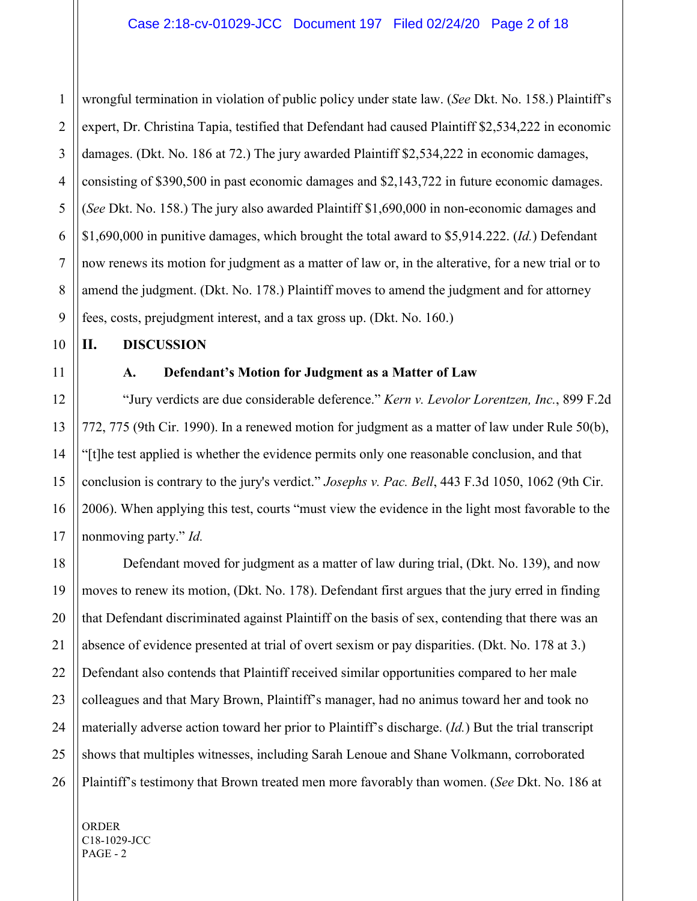wrongful termination in violation of public policy under state law. (*See* Dkt. No. 158.) Plaintiff's expert, Dr. Christina Tapia, testified that Defendant had caused Plaintiff $2,534,222 in economic damages. (Dkt. No. 186 at 72.) The jury awarded Plaintiff $2,534,222 in economic damages, consisting of $390,500 in past economic damages and $2,143,722 in future economic damages. (*See* Dkt. No. 158.) The jury also awarded Plaintiff $1,690,000 in non-economic damages and $1,690,000 in punitive damages, which brought the total award to $5,914.222. (*Id.*) Defendant now renews its motion for judgment as a matter of law or, in the alternative, for a new trial or to amend the judgment. (Dkt. No. 178.) Plaintiff moves to amend the judgment and for attorney fees, costs, prejudgment interest, and a tax gross up. (Dkt. No. 160.)

## II. DISCUSSION

### A. Defendant's Motion for Judgment as a Matter of Law

"Jury verdicts are due considerable deference." *Kern v. Levolor Lorentzen, Inc.*, 899 F.2d 772, 775 (9th Cir. 1990). In a renewed motion for judgment as a matter of law under Rule 50(b), "[t]he test applied is whether the evidence permits only one reasonable conclusion, and that conclusion is contrary to the jury's verdict." *Josephs v. Pac. Bell*, 443 F.3d 1050, 1062 (9th Cir. 2006). When applying this test, courts "must view the evidence in the light most favorable to the nonmoving party." *Id.*

Defendant moved for judgment as a matter of law during trial, (Dkt. No. 139), and now moves to renew its motion, (Dkt. No. 178). Defendant first argues that the jury erred in finding that Defendant discriminated against Plaintiff on the basis of sex, contending that there was an absence of evidence presented at trial of overt sexism or pay disparities. (Dkt. No. 178 at 3.) Defendant also contends that Plaintiff received similar opportunities compared to her male colleagues and that Mary Brown, Plaintiff's manager, had no animus toward her and took no materially adverse action toward her prior to Plaintiff's discharge. (*Id.*) But the trial transcript shows that multiples witnesses, including Sarah Lenoue and Shane Volkmann, corroborated Plaintiff's testimony that Brown treated men more favorably than women. (*See* Dkt. No. 186 at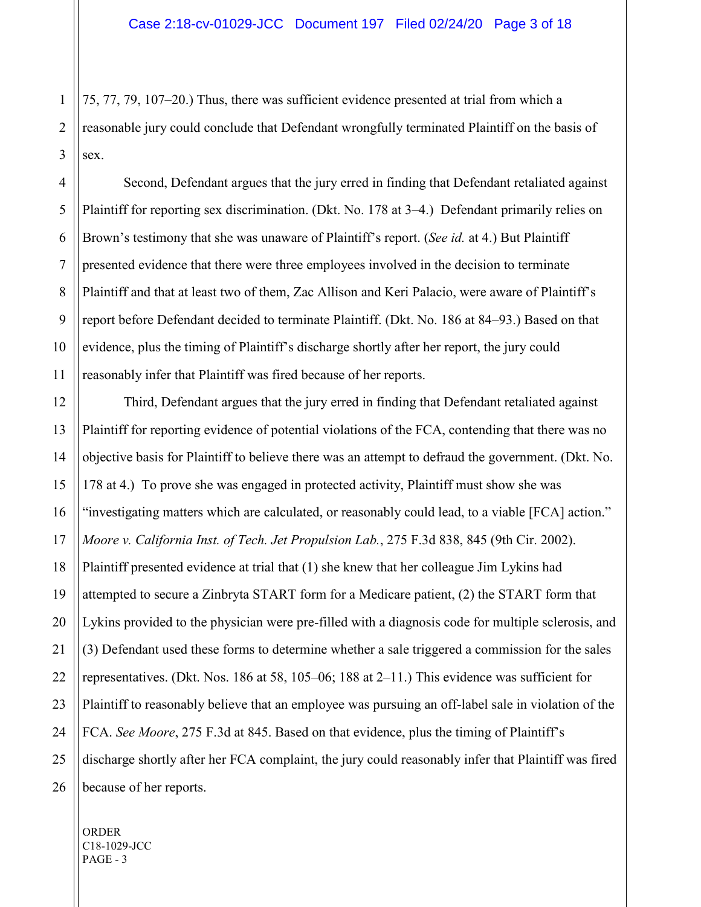75, 77, 79, 107–20.) Thus, there was sufficient evidence presented at trial from which a reasonable jury could conclude that Defendant wrongfully terminated Plaintiff on the basis of sex.

Second, Defendant argues that the jury erred in finding that Defendant retaliated against Plaintiff for reporting sex discrimination. (Dkt. No. 178 at 3–4.) Defendant primarily relies on Brown's testimony that she was unaware of Plaintiff's report. (*See id.* at 4.) But Plaintiff presented evidence that there were three employees involved in the decision to terminate Plaintiff and that at least two of them, Zac Allison and Keri Palacio, were aware of Plaintiff's report before Defendant decided to terminate Plaintiff. (Dkt. No. 186 at 84–93.) Based on that evidence, plus the timing of Plaintiff's discharge shortly after her report, the jury could reasonably infer that Plaintiff was fired because of her reports.

Third, Defendant argues that the jury erred in finding that Defendant retaliated against Plaintiff for reporting evidence of potential violations of the FCA, contending that there was no objective basis for Plaintiff to believe there was an attempt to defraud the government. (Dkt. No. 178 at 4.) To prove she was engaged in protected activity, Plaintiff must show she was "investigating matters which are calculated, or reasonably could lead, to a viable [FCA] action." *Moore v. California Inst. of Tech. Jet Propulsion Lab.*, 275 F.3d 838, 845 (9th Cir. 2002). Plaintiff presented evidence at trial that (1) she knew that her colleague Jim Lykins had attempted to secure a Zinbryta START form for a Medicare patient, (2) the START form that Lykins provided to the physician were pre-filled with a diagnosis code for multiple sclerosis, and (3) Defendant used these forms to determine whether a sale triggered a commission for the sales representatives. (Dkt. Nos. 186 at 58, 105–06; 188 at 2–11.) This evidence was sufficient for Plaintiff to reasonably believe that an employee was pursuing an off-label sale in violation of the FCA. *See Moore*, 275 F.3d at 845. Based on that evidence, plus the timing of Plaintiff's discharge shortly after her FCA complaint, the jury could reasonably infer that Plaintiff was fired because of her reports.

ORDER
C18-1029-JCC
PAGE - 3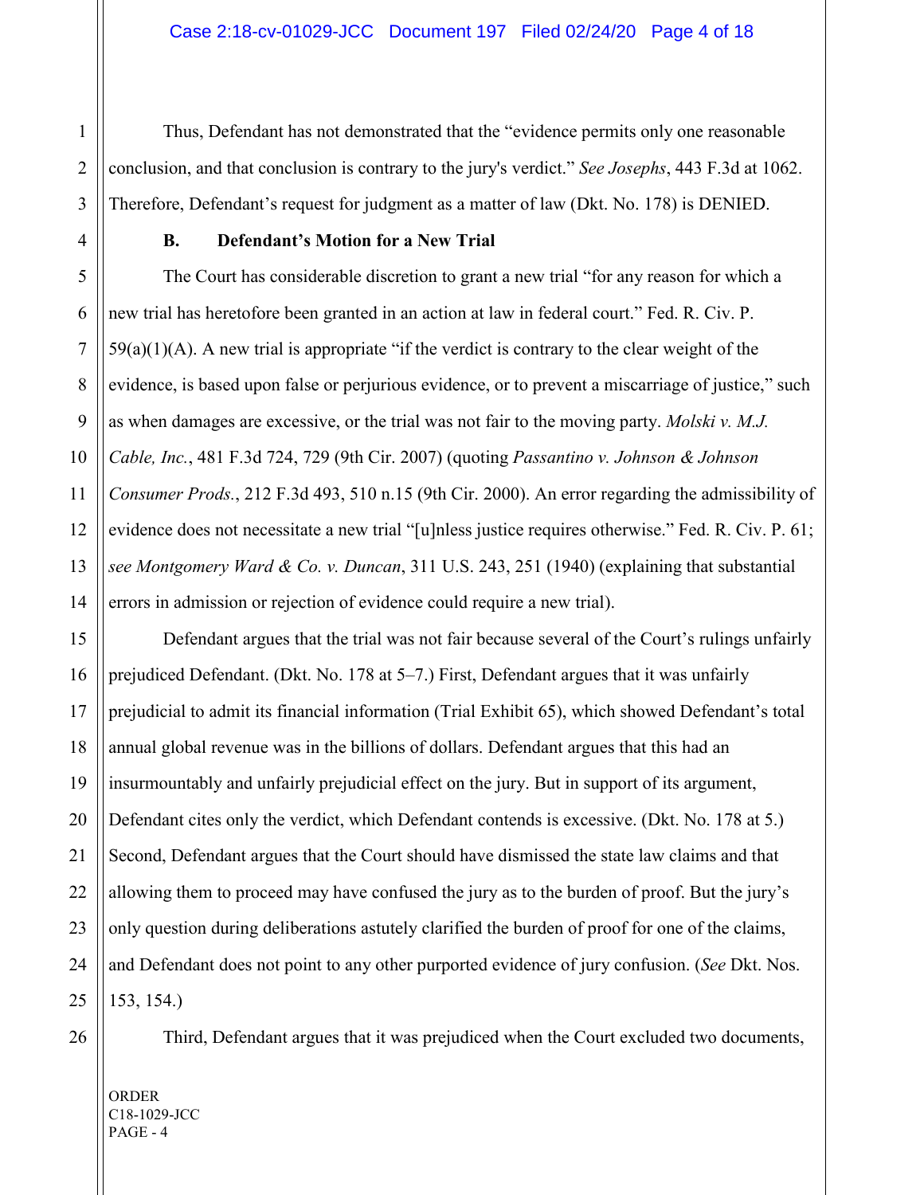Thus, Defendant has not demonstrated that the "evidence permits only one reasonable conclusion, and that conclusion is contrary to the jury's verdict." *See Josephs*, 443 F.3d at 1062. Therefore, Defendant's request for judgment as a matter of law (Dkt. No. 178) is DENIED.

### B. Defendant's Motion for a New Trial

The Court has considerable discretion to grant a new trial "for any reason for which a new trial has heretofore been granted in an action at law in federal court." Fed. R. Civ. P. 59(a)(1)(A). A new trial is appropriate "if the verdict is contrary to the clear weight of the evidence, is based upon false or perjurious evidence, or to prevent a miscarriage of justice," such as when damages are excessive, or the trial was not fair to the moving party. *Molski v. M.J. Cable, Inc.*, 481 F.3d 724, 729 (9th Cir. 2007) (quoting *Passantino v. Johnson & Johnson Consumer Prods.*, 212 F.3d 493, 510 n.15 (9th Cir. 2000). An error regarding the admissibility of evidence does not necessitate a new trial "[u]nless justice requires otherwise." Fed. R. Civ. P. 61; *see Montgomery Ward & Co. v. Duncan*, 311 U.S. 243, 251 (1940) (explaining that substantial errors in admission or rejection of evidence could require a new trial).

Defendant argues that the trial was not fair because several of the Court's rulings unfairly prejudiced Defendant. (Dkt. No. 178 at 5–7.) First, Defendant argues that it was unfairly prejudicial to admit its financial information (Trial Exhibit 65), which showed Defendant's total annual global revenue was in the billions of dollars. Defendant argues that this had an insurmountably and unfairly prejudicial effect on the jury. But in support of its argument, Defendant cites only the verdict, which Defendant contends is excessive. (Dkt. No. 178 at 5.) Second, Defendant argues that the Court should have dismissed the state law claims and that allowing them to proceed may have confused the jury as to the burden of proof. But the jury's only question during deliberations astutely clarified the burden of proof for one of the claims, and Defendant does not point to any other purported evidence of jury confusion. (*See* Dkt. Nos. 153, 154.)

Third, Defendant argues that it was prejudiced when the Court excluded two documents,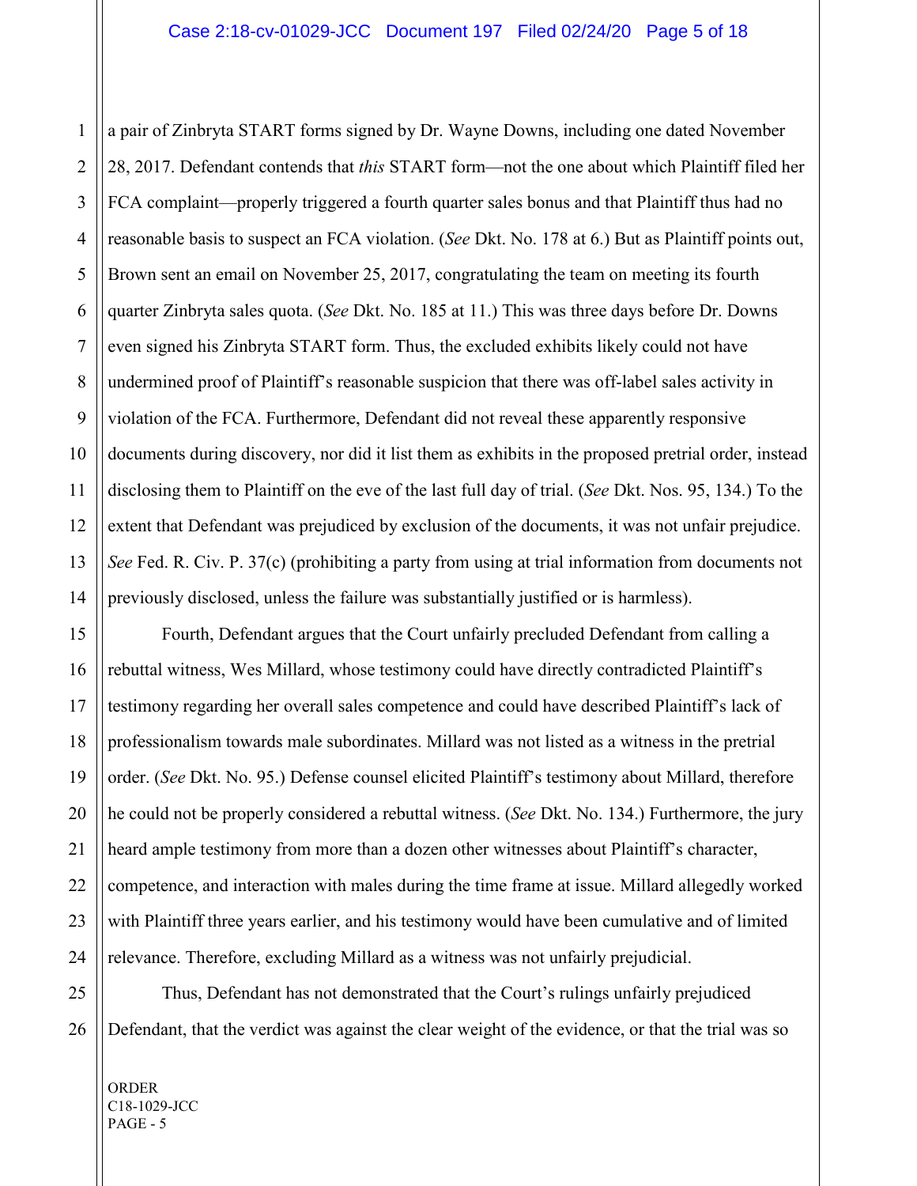a pair of Zinbryta START forms signed by Dr. Wayne Downs, including one dated November 28, 2017. Defendant contends that *this* START form—not the one about which Plaintiff filed her FCA complaint—properly triggered a fourth quarter sales bonus and that Plaintiff thus had no reasonable basis to suspect an FCA violation. (*See* Dkt. No. 178 at 6.) But as Plaintiff points out, Brown sent an email on November 25, 2017, congratulating the team on meeting its fourth quarter Zinbryta sales quota. (*See* Dkt. No. 185 at 11.) This was three days before Dr. Downs even signed his Zinbryta START form. Thus, the excluded exhibits likely could not have undermined proof of Plaintiff's reasonable suspicion that there was off-label sales activity in violation of the FCA. Furthermore, Defendant did not reveal these apparently responsive documents during discovery, nor did it list them as exhibits in the proposed pretrial order, instead disclosing them to Plaintiff on the eve of the last full day of trial. (*See* Dkt. Nos. 95, 134.) To the extent that Defendant was prejudiced by exclusion of the documents, it was not unfair prejudice. *See* Fed. R. Civ. P. 37(c) (prohibiting a party from using at trial information from documents not previously disclosed, unless the failure was substantially justified or is harmless).

Fourth, Defendant argues that the Court unfairly precluded Defendant from calling a rebuttal witness, Wes Millard, whose testimony could have directly contradicted Plaintiff's testimony regarding her overall sales competence and could have described Plaintiff's lack of professionalism towards male subordinates. Millard was not listed as a witness in the pretrial order. (*See* Dkt. No. 95.) Defense counsel elicited Plaintiff's testimony about Millard, therefore he could not be properly considered a rebuttal witness. (*See* Dkt. No. 134.) Furthermore, the jury heard ample testimony from more than a dozen other witnesses about Plaintiff's character, competence, and interaction with males during the time frame at issue. Millard allegedly worked with Plaintiff three years earlier, and his testimony would have been cumulative and of limited relevance. Therefore, excluding Millard as a witness was not unfairly prejudicial.

Thus, Defendant has not demonstrated that the Court's rulings unfairly prejudiced Defendant, that the verdict was against the clear weight of the evidence, or that the trial was so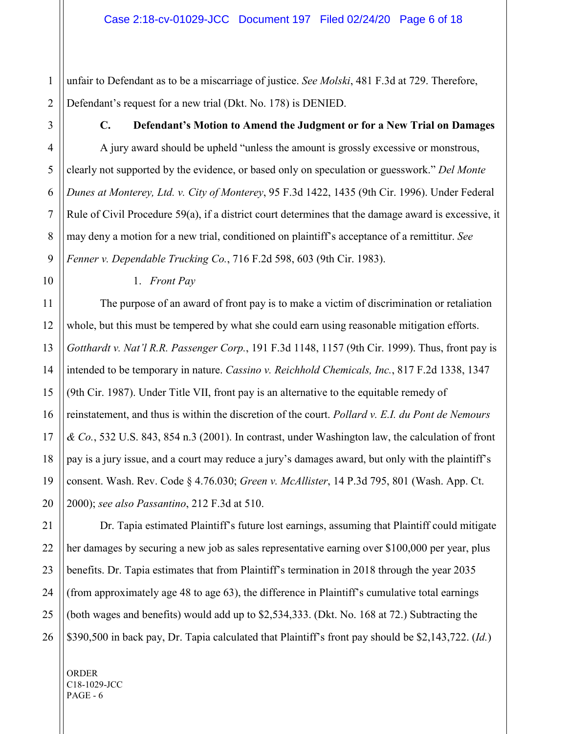unfair to Defendant as to be a miscarriage of justice. *See Molski*, 481 F.3d at 729. Therefore, Defendant's request for a new trial (Dkt. No. 178) is DENIED.

### C. Defendant's Motion to Amend the Judgment or for a New Trial on Damages

A jury award should be upheld "unless the amount is grossly excessive or monstrous, clearly not supported by the evidence, or based only on speculation or guesswork." *Del Monte Dunes at Monterey, Ltd. v. City of Monterey*, 95 F.3d 1422, 1435 (9th Cir. 1996). Under Federal Rule of Civil Procedure 59(a), if a district court determines that the damage award is excessive, it may deny a motion for a new trial, conditioned on plaintiff's acceptance of a remittitur. *See Fenner v. Dependable Trucking Co.*, 716 F.2d 598, 603 (9th Cir. 1983).

#### 1. *Front Pay*

The purpose of an award of front pay is to make a victim of discrimination or retaliation whole, but this must be tempered by what she could earn using reasonable mitigation efforts. *Gotthardt v. Nat'l R.R. Passenger Corp.*, 191 F.3d 1148, 1157 (9th Cir. 1999). Thus, front pay is intended to be temporary in nature. *Cassino v. Reichhold Chemicals, Inc.*, 817 F.2d 1338, 1347 (9th Cir. 1987). Under Title VII, front pay is an alternative to the equitable remedy of reinstatement, and thus is within the discretion of the court. *Pollard v. E.I. du Pont de Nemours & Co.*, 532 U.S. 843, 854 n.3 (2001). In contrast, under Washington law, the calculation of front pay is a jury issue, and a court may reduce a jury's damages award, but only with the plaintiff's consent. Wash. Rev. Code § 4.76.030; *Green v. McAllister*, 14 P.3d 795, 801 (Wash. App. Ct. 2000); *see also Passantino*, 212 F.3d at 510.

Dr. Tapia estimated Plaintiff's future lost earnings, assuming that Plaintiff could mitigate her damages by securing a new job as sales representative earning over $100,000 per year, plus benefits. Dr. Tapia estimates that from Plaintiff's termination in 2018 through the year 2035 (from approximately age 48 to age 63), the difference in Plaintiff's cumulative total earnings (both wages and benefits) would add up to $2,534,333. (Dkt. No. 168 at 72.) Subtracting the $390,500 in back pay, Dr. Tapia calculated that Plaintiff's front pay should be $2,143,722. (*Id.*)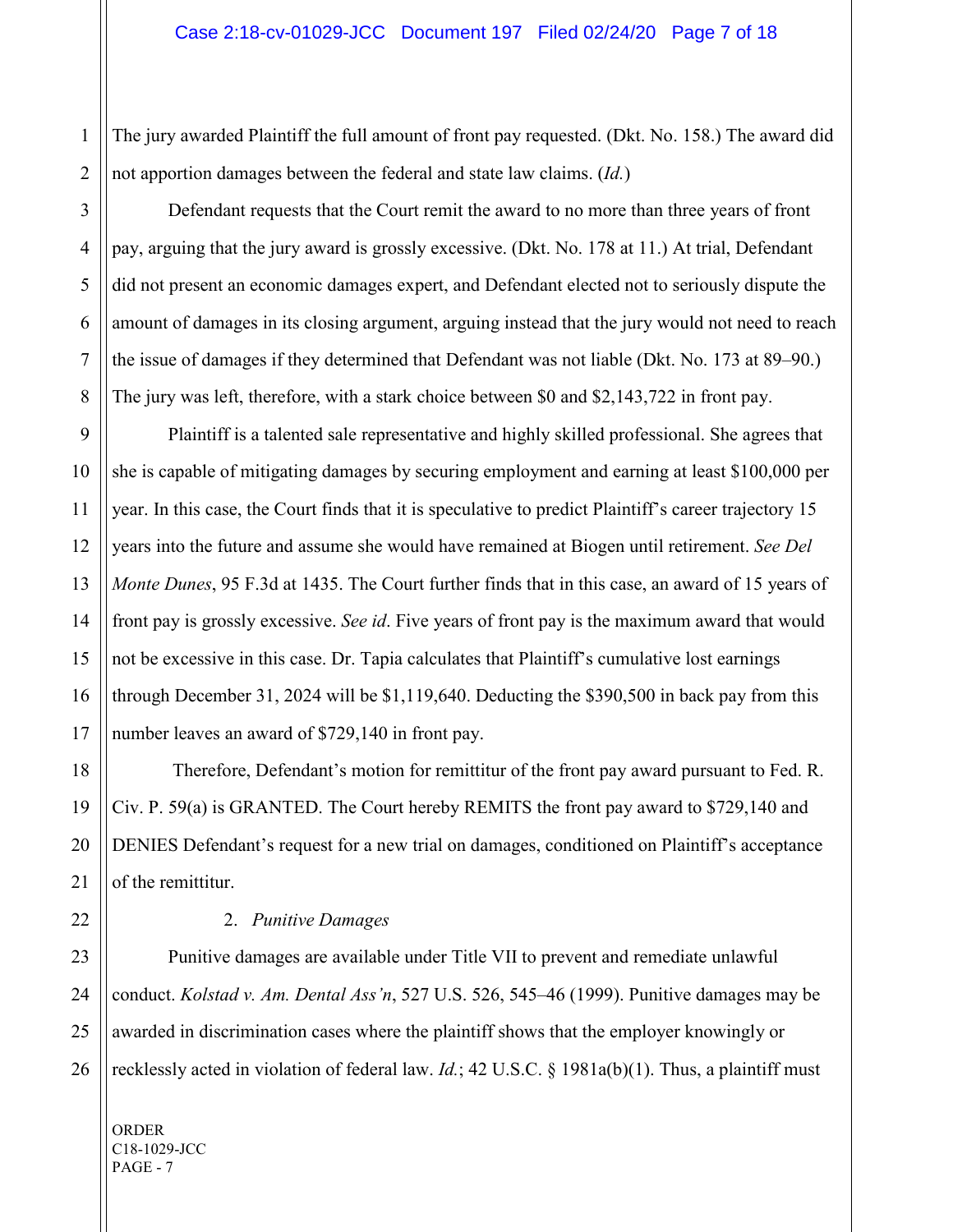The jury awarded Plaintiff the full amount of front pay requested. (Dkt. No. 158.) The award did not apportion damages between the federal and state law claims. (*Id.*)

Defendant requests that the Court remit the award to no more than three years of front pay, arguing that the jury award is grossly excessive. (Dkt. No. 178 at 11.) At trial, Defendant did not present an economic damages expert, and Defendant elected not to seriously dispute the amount of damages in its closing argument, arguing instead that the jury would not need to reach the issue of damages if they determined that Defendant was not liable (Dkt. No. 173 at 89–90.) The jury was left, therefore, with a stark choice between $0 and $2,143,722 in front pay.

Plaintiff is a talented sale representative and highly skilled professional. She agrees that she is capable of mitigating damages by securing employment and earning at least $100,000 per year. In this case, the Court finds that it is speculative to predict Plaintiff's career trajectory 15 years into the future and assume she would have remained at Biogen until retirement. *See Del Monte Dunes*, 95 F.3d at 1435. The Court further finds that in this case, an award of 15 years of front pay is grossly excessive. *See id*. Five years of front pay is the maximum award that would not be excessive in this case. Dr. Tapia calculates that Plaintiff's cumulative lost earnings through December 31, 2024 will be $1,119,640. Deducting the $390,500 in back pay from this number leaves an award of $729,140 in front pay.

Therefore, Defendant's motion for remittitur of the front pay award pursuant to Fed. R. Civ. P. 59(a) is GRANTED. The Court hereby REMITS the front pay award to $729,140 and DENIES Defendant's request for a new trial on damages, conditioned on Plaintiff's acceptance of the remittitur.

2. *Punitive Damages*

Punitive damages are available under Title VII to prevent and remediate unlawful conduct. *Kolstad v. Am. Dental Ass'n*, 527 U.S. 526, 545–46 (1999). Punitive damages may be awarded in discrimination cases where the plaintiff shows that the employer knowingly or recklessly acted in violation of federal law. *Id.*; 42 U.S.C. § 1981a(b)(1). Thus, a plaintiff must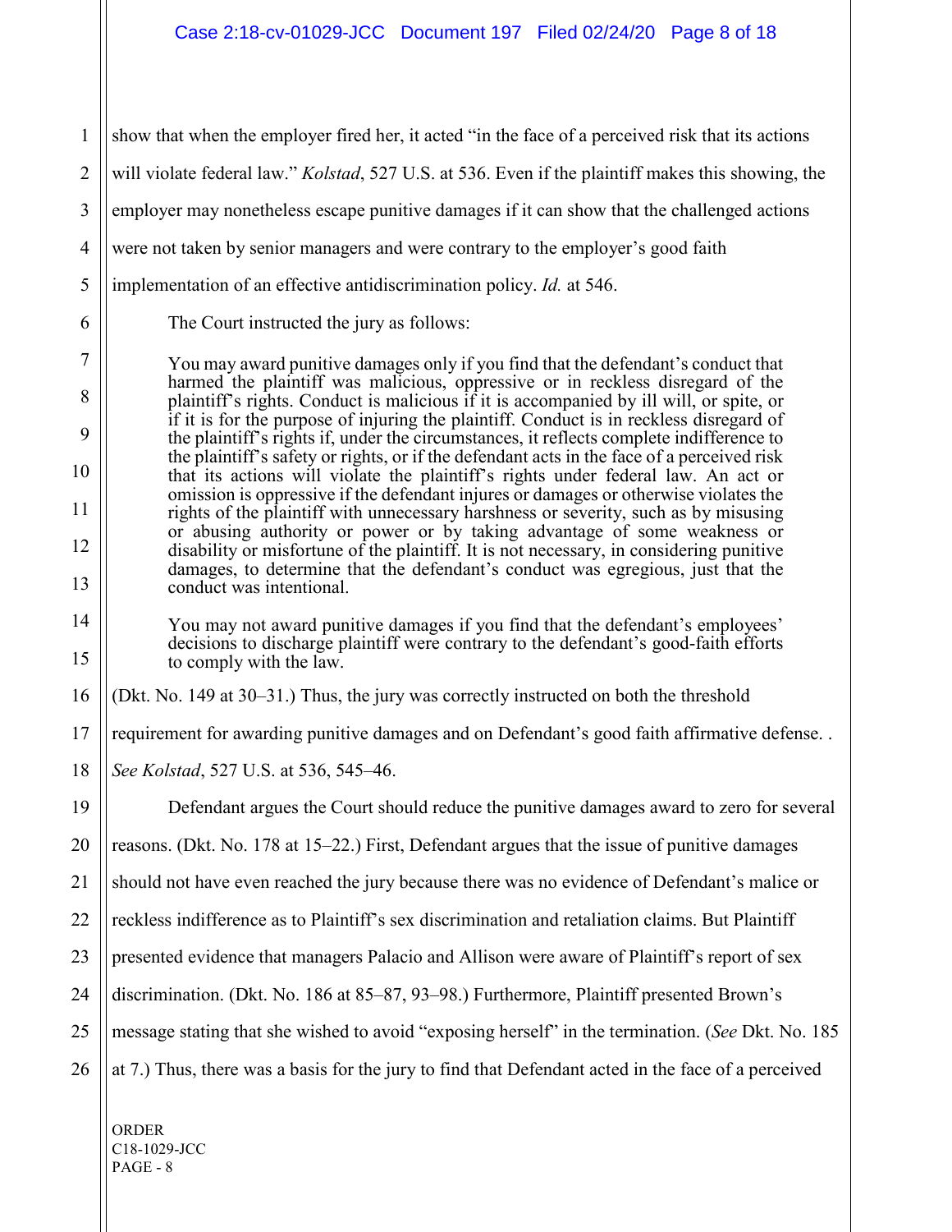show that when the employer fired her, it acted "in the face of a perceived risk that its actions will violate federal law." *Kolstad*, 527 U.S. at 536. Even if the plaintiff makes this showing, the employer may nonetheless escape punitive damages if it can show that the challenged actions were not taken by senior managers and were contrary to the employer's good faith implementation of an effective antidiscrimination policy. *Id.* at 546.

The Court instructed the jury as follows:

> You may award punitive damages only if you find that the defendant's conduct that harmed the plaintiff was malicious, oppressive or in reckless disregard of the plaintiff's rights. Conduct is malicious if it is accompanied by ill will, or spite, or if it is for the purpose of injuring the plaintiff. Conduct is in reckless disregard of the plaintiff's rights if, under the circumstances, it reflects complete indifference to the plaintiff's safety or rights, or if the defendant acts in the face of a perceived risk that its actions will violate the plaintiff's rights under federal law. An act or omission is oppressive if the defendant injures or damages or otherwise violates the rights of the plaintiff with unnecessary harshness or severity, such as by misusing or abusing authority or power or by taking advantage of some weakness or disability or misfortune of the plaintiff. It is not necessary, in considering punitive damages, to determine that the defendant's conduct was egregious, just that the conduct was intentional.
>
> You may not award punitive damages if you find that the defendant's employees' decisions to discharge plaintiff were contrary to the defendant's good-faith efforts to comply with the law.

(Dkt. No. 149 at 30–31.) Thus, the jury was correctly instructed on both the threshold requirement for awarding punitive damages and on Defendant's good faith affirmative defense. . *See Kolstad*, 527 U.S. at 536, 545–46.

Defendant argues the Court should reduce the punitive damages award to zero for several reasons. (Dkt. No. 178 at 15–22.) First, Defendant argues that the issue of punitive damages should not have even reached the jury because there was no evidence of Defendant's malice or reckless indifference as to Plaintiff's sex discrimination and retaliation claims. But Plaintiff presented evidence that managers Palacio and Allison were aware of Plaintiff's report of sex discrimination. (Dkt. No. 186 at 85–87, 93–98.) Furthermore, Plaintiff presented Brown's message stating that she wished to avoid "exposing herself" in the termination. (*See* Dkt. No. 185 at 7.) Thus, there was a basis for the jury to find that Defendant acted in the face of a perceived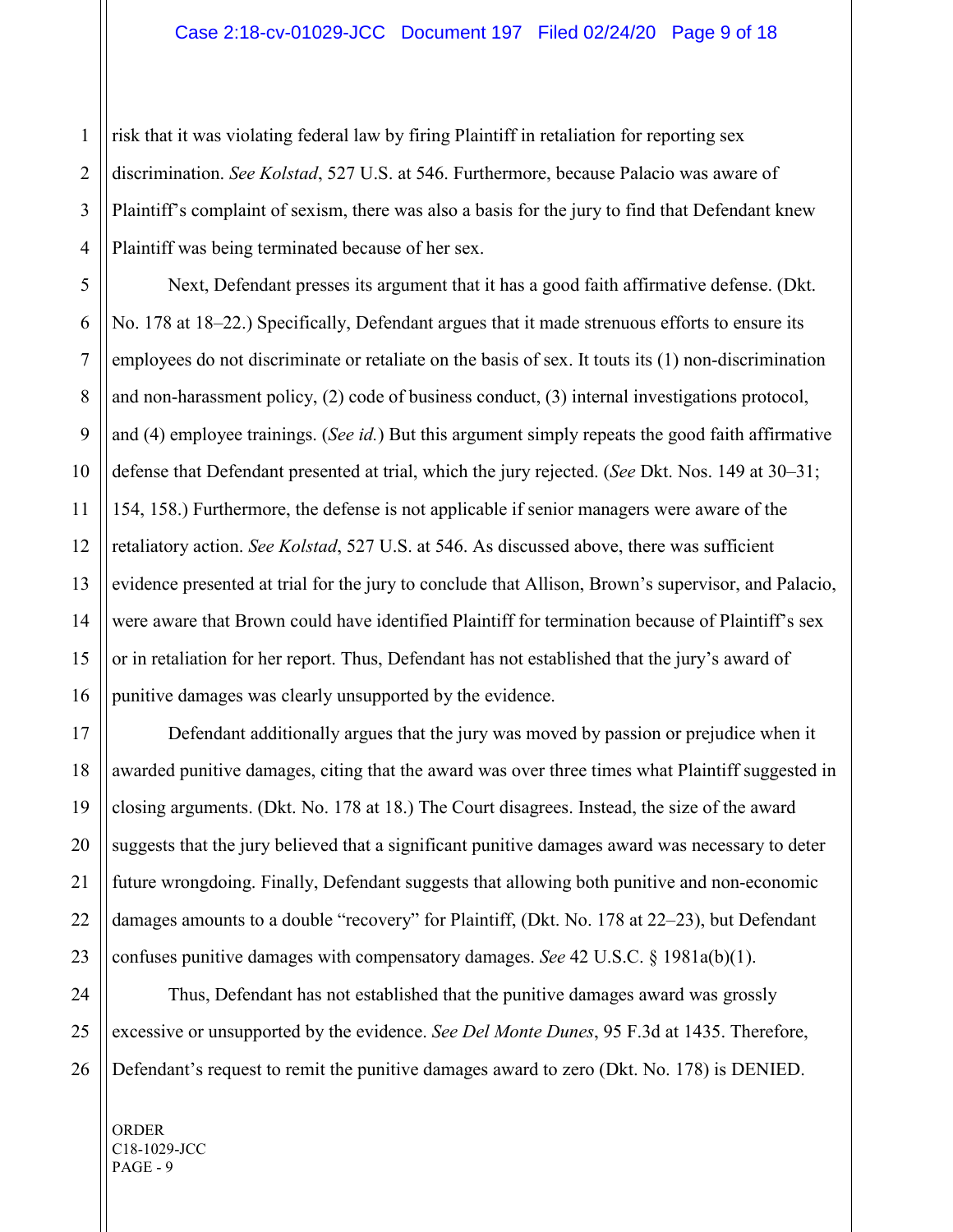risk that it was violating federal law by firing Plaintiff in retaliation for reporting sex discrimination. *See Kolstad*, 527 U.S. at 546. Furthermore, because Palacio was aware of Plaintiff's complaint of sexism, there was also a basis for the jury to find that Defendant knew Plaintiff was being terminated because of her sex.

Next, Defendant presses its argument that it has a good faith affirmative defense. (Dkt. No. 178 at 18–22.) Specifically, Defendant argues that it made strenuous efforts to ensure its employees do not discriminate or retaliate on the basis of sex. It touts its (1) non-discrimination and non-harassment policy, (2) code of business conduct, (3) internal investigations protocol, and (4) employee trainings. (*See id.*) But this argument simply repeats the good faith affirmative defense that Defendant presented at trial, which the jury rejected. (*See* Dkt. Nos. 149 at 30–31; 154, 158.) Furthermore, the defense is not applicable if senior managers were aware of the retaliatory action. *See Kolstad*, 527 U.S. at 546. As discussed above, there was sufficient evidence presented at trial for the jury to conclude that Allison, Brown's supervisor, and Palacio, were aware that Brown could have identified Plaintiff for termination because of Plaintiff's sex or in retaliation for her report. Thus, Defendant has not established that the jury's award of punitive damages was clearly unsupported by the evidence.

Defendant additionally argues that the jury was moved by passion or prejudice when it awarded punitive damages, citing that the award was over three times what Plaintiff suggested in closing arguments. (Dkt. No. 178 at 18.) The Court disagrees. Instead, the size of the award suggests that the jury believed that a significant punitive damages award was necessary to deter future wrongdoing. Finally, Defendant suggests that allowing both punitive and non-economic damages amounts to a double "recovery" for Plaintiff, (Dkt. No. 178 at 22–23), but Defendant confuses punitive damages with compensatory damages. *See* 42 U.S.C. § 1981a(b)(1).

Thus, Defendant has not established that the punitive damages award was grossly excessive or unsupported by the evidence. *See Del Monte Dunes*, 95 F.3d at 1435. Therefore, Defendant's request to remit the punitive damages award to zero (Dkt. No. 178) is DENIED.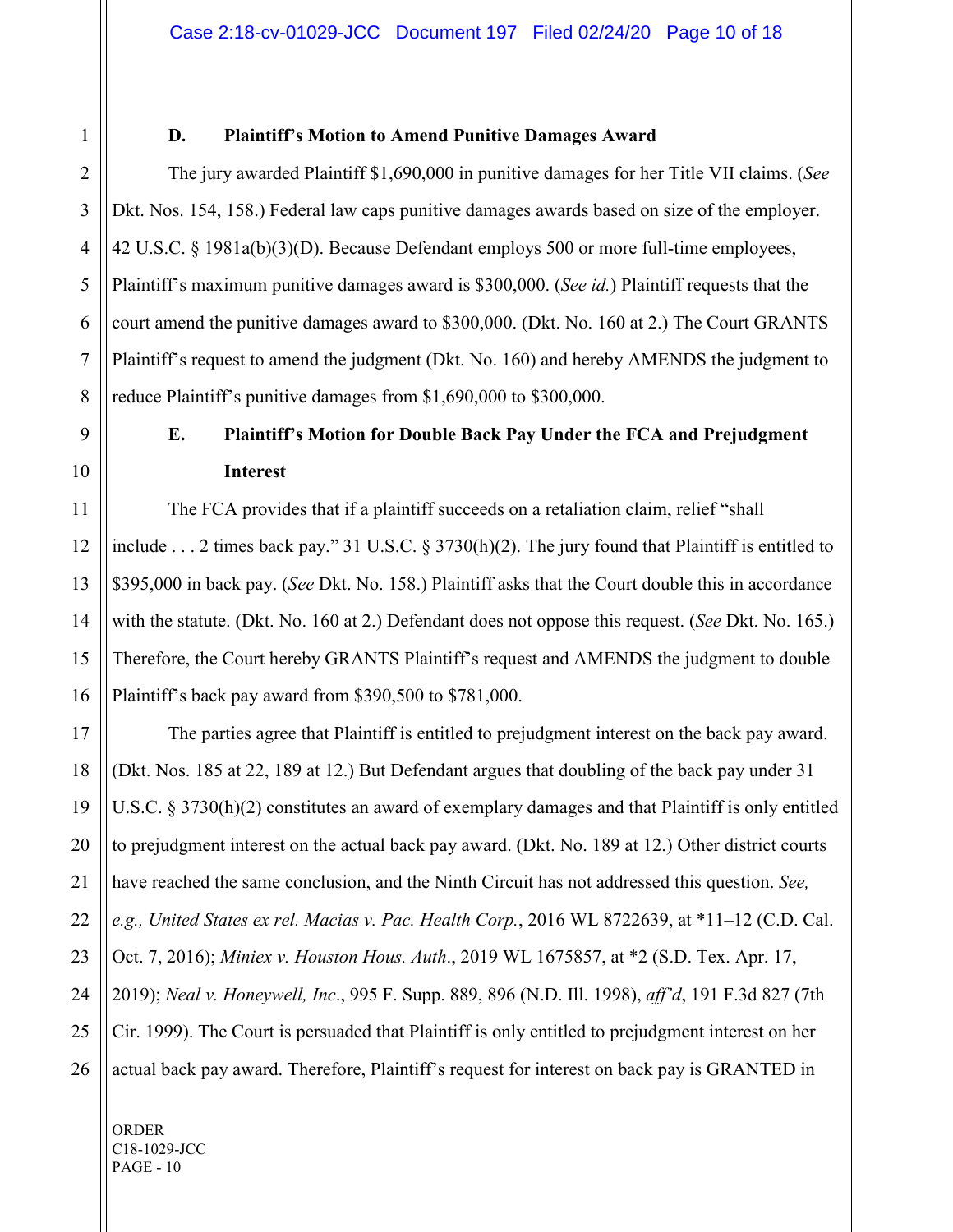### D. Plaintiff's Motion to Amend Punitive Damages Award

The jury awarded Plaintiff $1,690,000 in punitive damages for her Title VII claims. (*See* Dkt. Nos. 154, 158.) Federal law caps punitive damages awards based on size of the employer. 42 U.S.C. § 1981a(b)(3)(D). Because Defendant employs 500 or more full-time employees, Plaintiff's maximum punitive damages award is $300,000. (*See id.*) Plaintiff requests that the court amend the punitive damages award to $300,000. (Dkt. No. 160 at 2.) The Court GRANTS Plaintiff's request to amend the judgment (Dkt. No. 160) and hereby AMENDS the judgment to reduce Plaintiff's punitive damages from $1,690,000 to $300,000.

### E. Plaintiff's Motion for Double Back Pay Under the FCA and Prejudgment Interest

The FCA provides that if a plaintiff succeeds on a retaliation claim, relief "shall include . . . 2 times back pay." 31 U.S.C. § 3730(h)(2). The jury found that Plaintiff is entitled to $395,000 in back pay. (*See* Dkt. No. 158.) Plaintiff asks that the Court double this in accordance with the statute. (Dkt. No. 160 at 2.) Defendant does not oppose this request. (*See* Dkt. No. 165.) Therefore, the Court hereby GRANTS Plaintiff's request and AMENDS the judgment to double Plaintiff's back pay award from $390,500 to $781,000.

The parties agree that Plaintiff is entitled to prejudgment interest on the back pay award. (Dkt. Nos. 185 at 22, 189 at 12.) But Defendant argues that doubling of the back pay under 31 U.S.C. § 3730(h)(2) constitutes an award of exemplary damages and that Plaintiff is only entitled to prejudgment interest on the actual back pay award. (Dkt. No. 189 at 12.) Other district courts have reached the same conclusion, and the Ninth Circuit has not addressed this question. *See, e.g., United States ex rel. Macias v. Pac. Health Corp.*, 2016 WL 8722639, at *11–12 (C.D. Cal. Oct. 7, 2016); *Miniex v. Houston Hous. Auth.*, 2019 WL 1675857, at *2 (S.D. Tex. Apr. 17, 2019); *Neal v. Honeywell, Inc.*, 995 F. Supp. 889, 896 (N.D. Ill. 1998), *aff'd*, 191 F.3d 827 (7th Cir. 1999). The Court is persuaded that Plaintiff is only entitled to prejudgment interest on her actual back pay award. Therefore, Plaintiff's request for interest on back pay is GRANTED in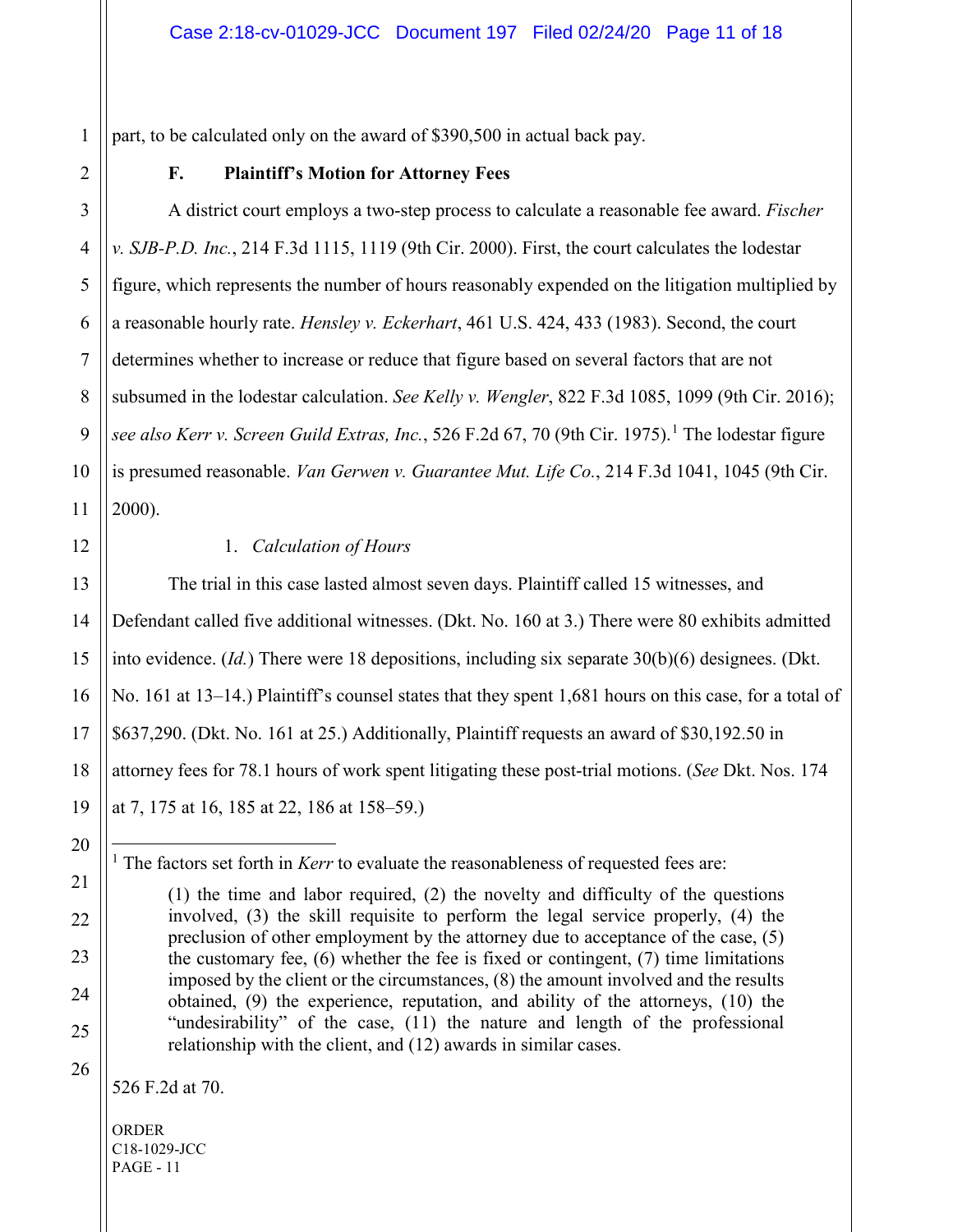part, to be calculated only on the award of $390,500 in actual back pay.

### F. Plaintiff's Motion for Attorney Fees

A district court employs a two-step process to calculate a reasonable fee award. *Fischer v. SJB-P.D. Inc.*, 214 F.3d 1115, 1119 (9th Cir. 2000). First, the court calculates the lodestar figure, which represents the number of hours reasonably expended on the litigation multiplied by a reasonable hourly rate. *Hensley v. Eckerhart*, 461 U.S. 424, 433 (1983). Second, the court determines whether to increase or reduce that figure based on several factors that are not subsumed in the lodestar calculation. *See Kelly v. Wengler*, 822 F.3d 1085, 1099 (9th Cir. 2016); *see also Kerr v. Screen Guild Extras, Inc.*, 526 F.2d 67, 70 (9th Cir. 1975).[1] The lodestar figure is presumed reasonable. *Van Gerwen v. Guarantee Mut. Life Co.*, 214 F.3d 1041, 1045 (9th Cir. 2000).

#### 1. *Calculation of Hours*

The trial in this case lasted almost seven days. Plaintiff called 15 witnesses, and Defendant called five additional witnesses. (Dkt. No. 160 at 3.) There were 80 exhibits admitted into evidence. (*Id.*) There were 18 depositions, including six separate 30(b)(6) designees. (Dkt. No. 161 at 13–14.) Plaintiff's counsel states that they spent 1,681 hours on this case, for a total of $637,290. (Dkt. No. 161 at 25.) Additionally, Plaintiff requests an award of $30,192.50 in attorney fees for 78.1 hours of work spent litigating these post-trial motions. (*See* Dkt. Nos. 174 at 7, 175 at 16, 185 at 22, 186 at 158–59.)

---

[1] The factors set forth in *Kerr* to evaluate the reasonableness of requested fees are:

> (1) the time and labor required, (2) the novelty and difficulty of the questions involved, (3) the skill requisite to perform the legal service properly, (4) the preclusion of other employment by the attorney due to acceptance of the case, (5) the customary fee, (6) whether the fee is fixed or contingent, (7) time limitations imposed by the client or the circumstances, (8) the amount involved and the results obtained, (9) the experience, reputation, and ability of the attorneys, (10) the "undesirability" of the case, (11) the nature and length of the professional relationship with the client, and (12) awards in similar cases.

526 F.2d at 70.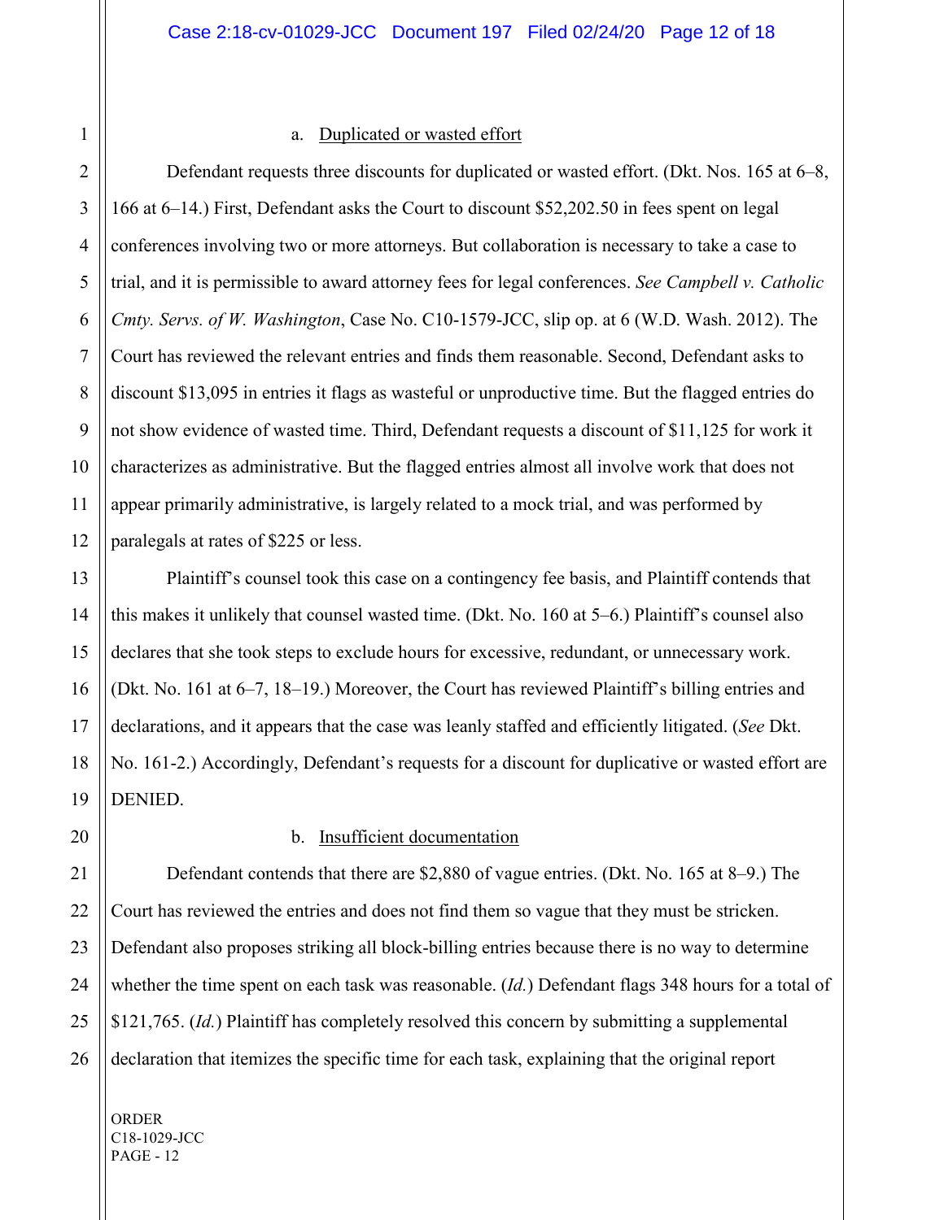a. Duplicated or wasted effort

Defendant requests three discounts for duplicated or wasted effort. (Dkt. Nos. 165 at 6–8, 166 at 6–14.) First, Defendant asks the Court to discount $52,202.50 in fees spent on legal conferences involving two or more attorneys. But collaboration is necessary to take a case to trial, and it is permissible to award attorney fees for legal conferences. *See Campbell v. Catholic Cmty. Servs. of W. Washington*, Case No. C10-1579-JCC, slip op. at 6 (W.D. Wash. 2012). The Court has reviewed the relevant entries and finds them reasonable. Second, Defendant asks to discount $13,095 in entries it flags as wasteful or unproductive time. But the flagged entries do not show evidence of wasted time. Third, Defendant requests a discount of $11,125 for work it characterizes as administrative. But the flagged entries almost all involve work that does not appear primarily administrative, is largely related to a mock trial, and was performed by paralegals at rates of $225 or less.

Plaintiff's counsel took this case on a contingency fee basis, and Plaintiff contends that this makes it unlikely that counsel wasted time. (Dkt. No. 160 at 5–6.) Plaintiff's counsel also declares that she took steps to exclude hours for excessive, redundant, or unnecessary work. (Dkt. No. 161 at 6–7, 18–19.) Moreover, the Court has reviewed Plaintiff's billing entries and declarations, and it appears that the case was leanly staffed and efficiently litigated. (*See* Dkt. No. 161-2.) Accordingly, Defendant's requests for a discount for duplicative or wasted effort are DENIED.

b. Insufficient documentation

Defendant contends that there are $2,880 of vague entries. (Dkt. No. 165 at 8–9.) The Court has reviewed the entries and does not find them so vague that they must be stricken. Defendant also proposes striking all block-billing entries because there is no way to determine whether the time spent on each task was reasonable. (*Id.*) Defendant flags 348 hours for a total of $121,765. (*Id.*) Plaintiff has completely resolved this concern by submitting a supplemental declaration that itemizes the specific time for each task, explaining that the original report

ORDER
C18-1029-JCC
PAGE - 12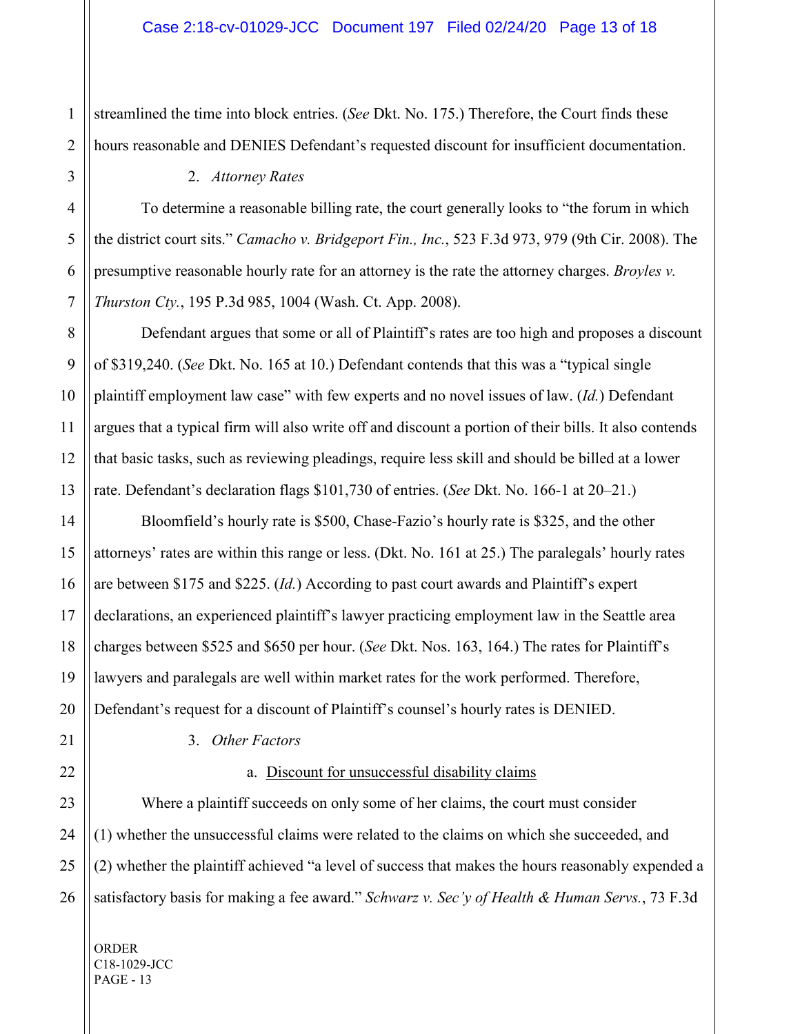streamlined the time into block entries. (*See* Dkt. No. 175.) Therefore, the Court finds these hours reasonable and DENIES Defendant's requested discount for insufficient documentation.

2. *Attorney Rates*

To determine a reasonable billing rate, the court generally looks to "the forum in which the district court sits." *Camacho v. Bridgeport Fin., Inc.*, 523 F.3d 973, 979 (9th Cir. 2008). The presumptive reasonable hourly rate for an attorney is the rate the attorney charges. *Broyles v. Thurston Cty.*, 195 P.3d 985, 1004 (Wash. Ct. App. 2008).

Defendant argues that some or all of Plaintiff's rates are too high and proposes a discount of $319,240. (*See* Dkt. No. 165 at 10.) Defendant contends that this was a "typical single plaintiff employment law case" with few experts and no novel issues of law. (*Id.*) Defendant argues that a typical firm will also write off and discount a portion of their bills. It also contends that basic tasks, such as reviewing pleadings, require less skill and should be billed at a lower rate. Defendant's declaration flags $101,730 of entries. (*See* Dkt. No. 166-1 at 20–21.)

Bloomfield's hourly rate is $500, Chase-Fazio's hourly rate is $325, and the other attorneys' rates are within this range or less. (Dkt. No. 161 at 25.) The paralegals' hourly rates are between $175 and $225. (*Id.*) According to past court awards and Plaintiff's expert declarations, an experienced plaintiff's lawyer practicing employment law in the Seattle area charges between $525 and $650 per hour. (*See* Dkt. Nos. 163, 164.) The rates for Plaintiff's lawyers and paralegals are well within market rates for the work performed. Therefore, Defendant's request for a discount of Plaintiff's counsel's hourly rates is DENIED.

3. *Other Factors*

a. Discount for unsuccessful disability claims

Where a plaintiff succeeds on only some of her claims, the court must consider (1) whether the unsuccessful claims were related to the claims on which she succeeded, and (2) whether the plaintiff achieved "a level of success that makes the hours reasonably expended a satisfactory basis for making a fee award." *Schwarz v. Sec'y of Health & Human Servs.*, 73 F.3d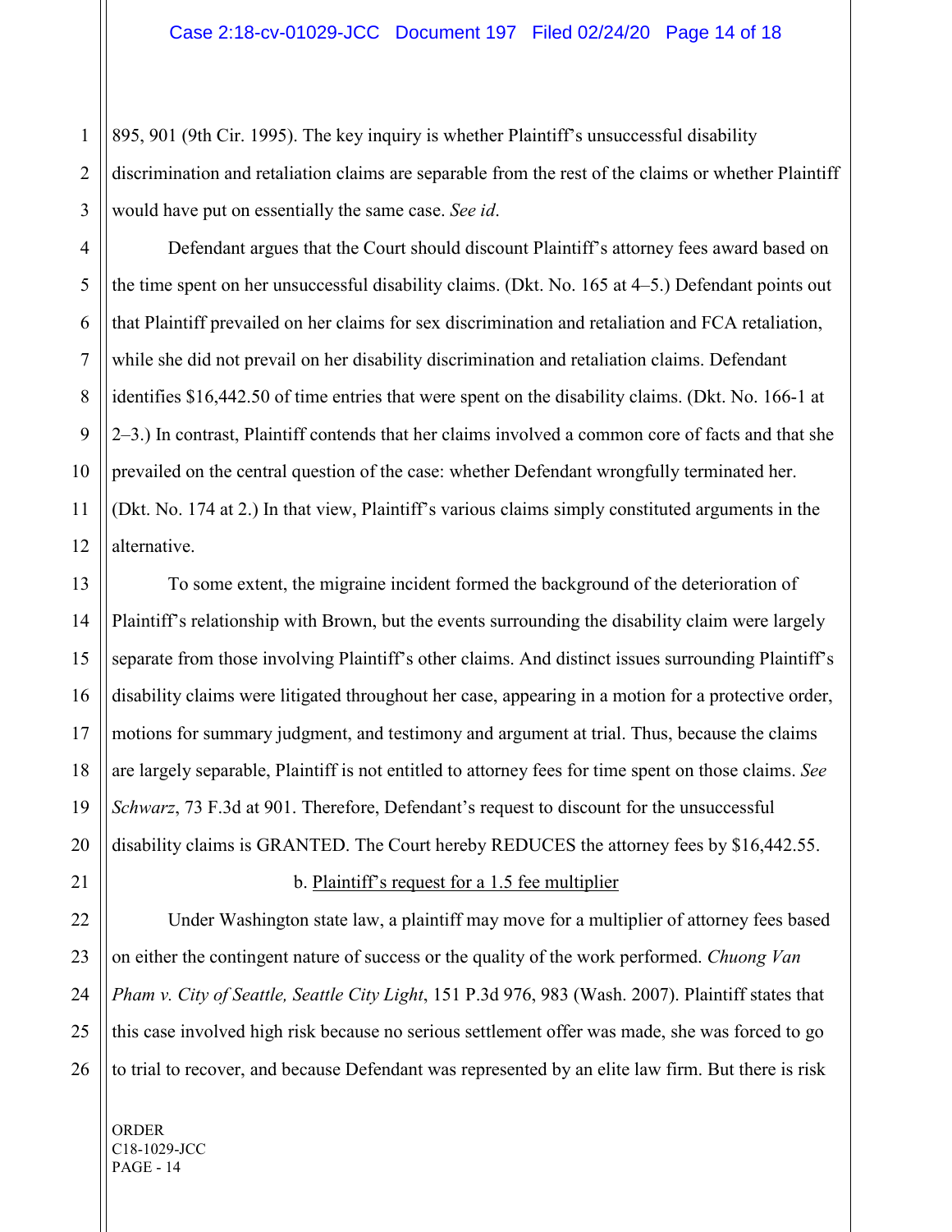895, 901 (9th Cir. 1995). The key inquiry is whether Plaintiff's unsuccessful disability discrimination and retaliation claims are separable from the rest of the claims or whether Plaintiff would have put on essentially the same case. *See id*.

Defendant argues that the Court should discount Plaintiff's attorney fees award based on the time spent on her unsuccessful disability claims. (Dkt. No. 165 at 4–5.) Defendant points out that Plaintiff prevailed on her claims for sex discrimination and retaliation and FCA retaliation, while she did not prevail on her disability discrimination and retaliation claims. Defendant identifies $16,442.50 of time entries that were spent on the disability claims. (Dkt. No. 166-1 at 2–3.) In contrast, Plaintiff contends that her claims involved a common core of facts and that she prevailed on the central question of the case: whether Defendant wrongfully terminated her. (Dkt. No. 174 at 2.) In that view, Plaintiff's various claims simply constituted arguments in the alternative.

To some extent, the migraine incident formed the background of the deterioration of Plaintiff's relationship with Brown, but the events surrounding the disability claim were largely separate from those involving Plaintiff's other claims. And distinct issues surrounding Plaintiff's disability claims were litigated throughout her case, appearing in a motion for a protective order, motions for summary judgment, and testimony and argument at trial. Thus, because the claims are largely separable, Plaintiff is not entitled to attorney fees for time spent on those claims. *See Schwarz*, 73 F.3d at 901. Therefore, Defendant's request to discount for the unsuccessful disability claims is GRANTED. The Court hereby REDUCES the attorney fees by $16,442.55.

b. Plaintiff's request for a 1.5 fee multiplier

Under Washington state law, a plaintiff may move for a multiplier of attorney fees based on either the contingent nature of success or the quality of the work performed. *Chuong Van Pham v. City of Seattle, Seattle City Light*, 151 P.3d 976, 983 (Wash. 2007). Plaintiff states that this case involved high risk because no serious settlement offer was made, she was forced to go to trial to recover, and because Defendant was represented by an elite law firm. But there is risk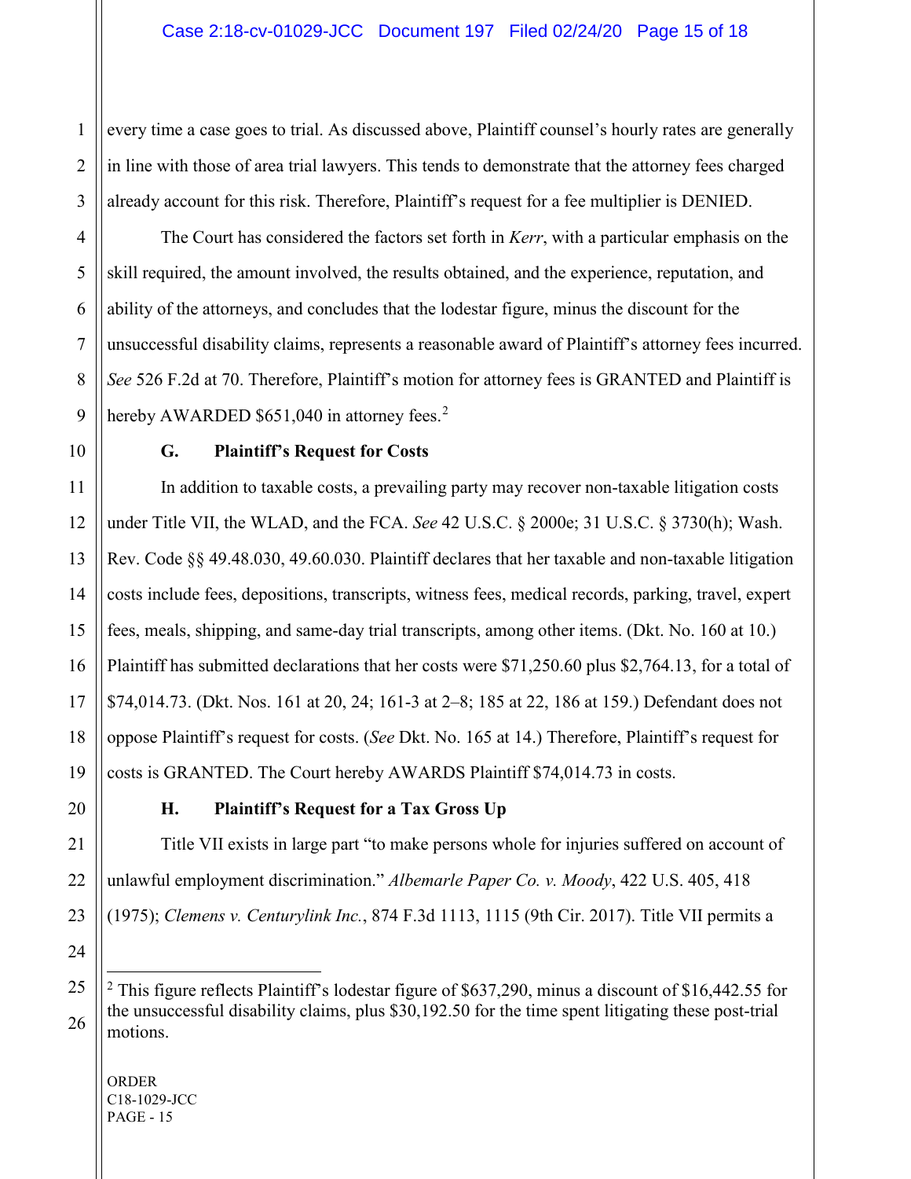every time a case goes to trial. As discussed above, Plaintiff counsel's hourly rates are generally in line with those of area trial lawyers. This tends to demonstrate that the attorney fees charged already account for this risk. Therefore, Plaintiff's request for a fee multiplier is DENIED.

The Court has considered the factors set forth in *Kerr*, with a particular emphasis on the skill required, the amount involved, the results obtained, and the experience, reputation, and ability of the attorneys, and concludes that the lodestar figure, minus the discount for the unsuccessful disability claims, represents a reasonable award of Plaintiff's attorney fees incurred. *See* 526 F.2d at 70. Therefore, Plaintiff's motion for attorney fees is GRANTED and Plaintiff is hereby AWARDED $651,040 in attorney fees.[2]

### G. Plaintiff's Request for Costs

In addition to taxable costs, a prevailing party may recover non-taxable litigation costs under Title VII, the WLAD, and the FCA. *See* 42 U.S.C. § 2000e; 31 U.S.C. § 3730(h); Wash. Rev. Code §§ 49.48.030, 49.60.030. Plaintiff declares that her taxable and non-taxable litigation costs include fees, depositions, transcripts, witness fees, medical records, parking, travel, expert fees, meals, shipping, and same-day trial transcripts, among other items. (Dkt. No. 160 at 10.) Plaintiff has submitted declarations that her costs were $71,250.60 plus $2,764.13, for a total of $74,014.73. (Dkt. Nos. 161 at 20, 24; 161-3 at 2–8; 185 at 22, 186 at 159.) Defendant does not oppose Plaintiff's request for costs. (*See* Dkt. No. 165 at 14.) Therefore, Plaintiff's request for costs is GRANTED. The Court hereby AWARDS Plaintiff $74,014.73 in costs.

### H. Plaintiff's Request for a Tax Gross Up

Title VII exists in large part "to make persons whole for injuries suffered on account of unlawful employment discrimination." *Albemarle Paper Co. v. Moody*, 422 U.S. 405, 418 (1975); *Clemens v. Centurylink Inc.*, 874 F.3d 1113, 1115 (9th Cir. 2017). Title VII permits a

---

[2] This figure reflects Plaintiff's lodestar figure of $637,290, minus a discount of $16,442.55 for the unsuccessful disability claims, plus $30,192.50 for the time spent litigating these post-trial motions.

ORDER
C18-1029-JCC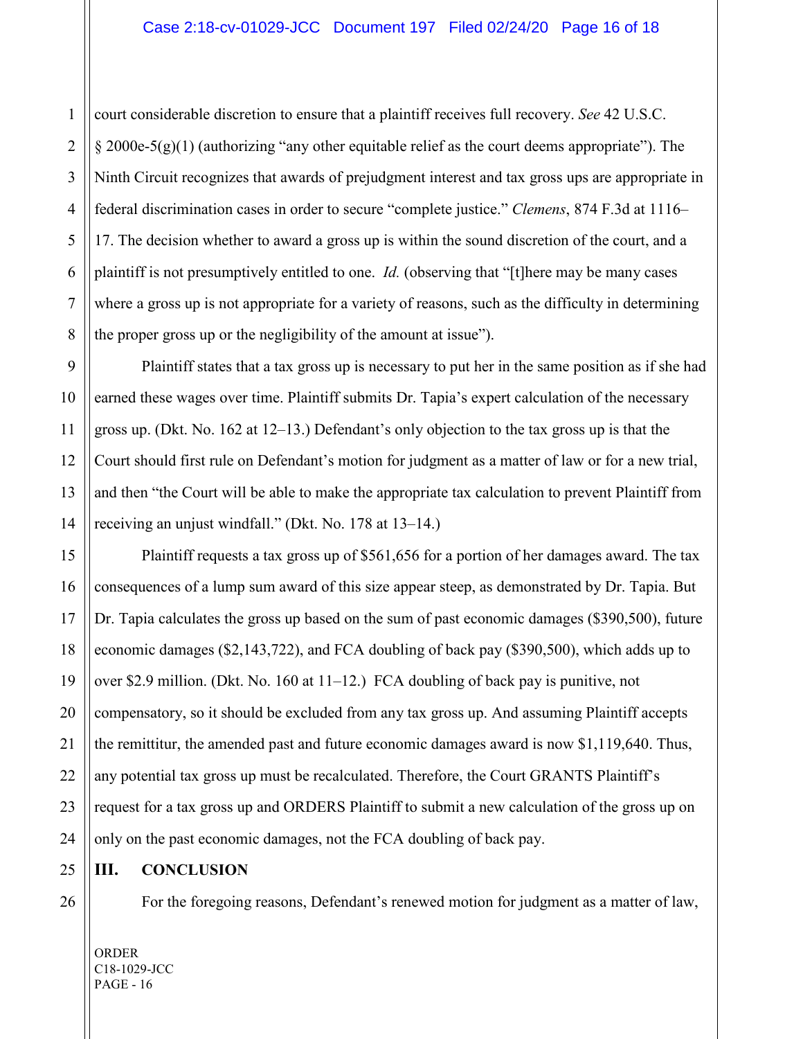court considerable discretion to ensure that a plaintiff receives full recovery. *See* 42 U.S.C. § 2000e-5(g)(1) (authorizing "any other equitable relief as the court deems appropriate"). The Ninth Circuit recognizes that awards of prejudgment interest and tax gross ups are appropriate in federal discrimination cases in order to secure "complete justice." *Clemens*, 874 F.3d at 1116–17. The decision whether to award a gross up is within the sound discretion of the court, and a plaintiff is not presumptively entitled to one. *Id.* (observing that "[t]here may be many cases where a gross up is not appropriate for a variety of reasons, such as the difficulty in determining the proper gross up or the negligibility of the amount at issue").

Plaintiff states that a tax gross up is necessary to put her in the same position as if she had earned these wages over time. Plaintiff submits Dr. Tapia's expert calculation of the necessary gross up. (Dkt. No. 162 at 12–13.) Defendant's only objection to the tax gross up is that the Court should first rule on Defendant's motion for judgment as a matter of law or for a new trial, and then "the Court will be able to make the appropriate tax calculation to prevent Plaintiff from receiving an unjust windfall." (Dkt. No. 178 at 13–14.)

Plaintiff requests a tax gross up of $561,656 for a portion of her damages award. The tax consequences of a lump sum award of this size appear steep, as demonstrated by Dr. Tapia. But Dr. Tapia calculates the gross up based on the sum of past economic damages ($390,500), future economic damages ($2,143,722), and FCA doubling of back pay ($390,500), which adds up to over $2.9 million. (Dkt. No. 160 at 11–12.) FCA doubling of back pay is punitive, not compensatory, so it should be excluded from any tax gross up. And assuming Plaintiff accepts the remittitur, the amended past and future economic damages award is now $1,119,640. Thus, any potential tax gross up must be recalculated. Therefore, the Court GRANTS Plaintiff's request for a tax gross up and ORDERS Plaintiff to submit a new calculation of the gross up on only on the past economic damages, not the FCA doubling of back pay.

## III. CONCLUSION

For the foregoing reasons, Defendant's renewed motion for judgment as a matter of law,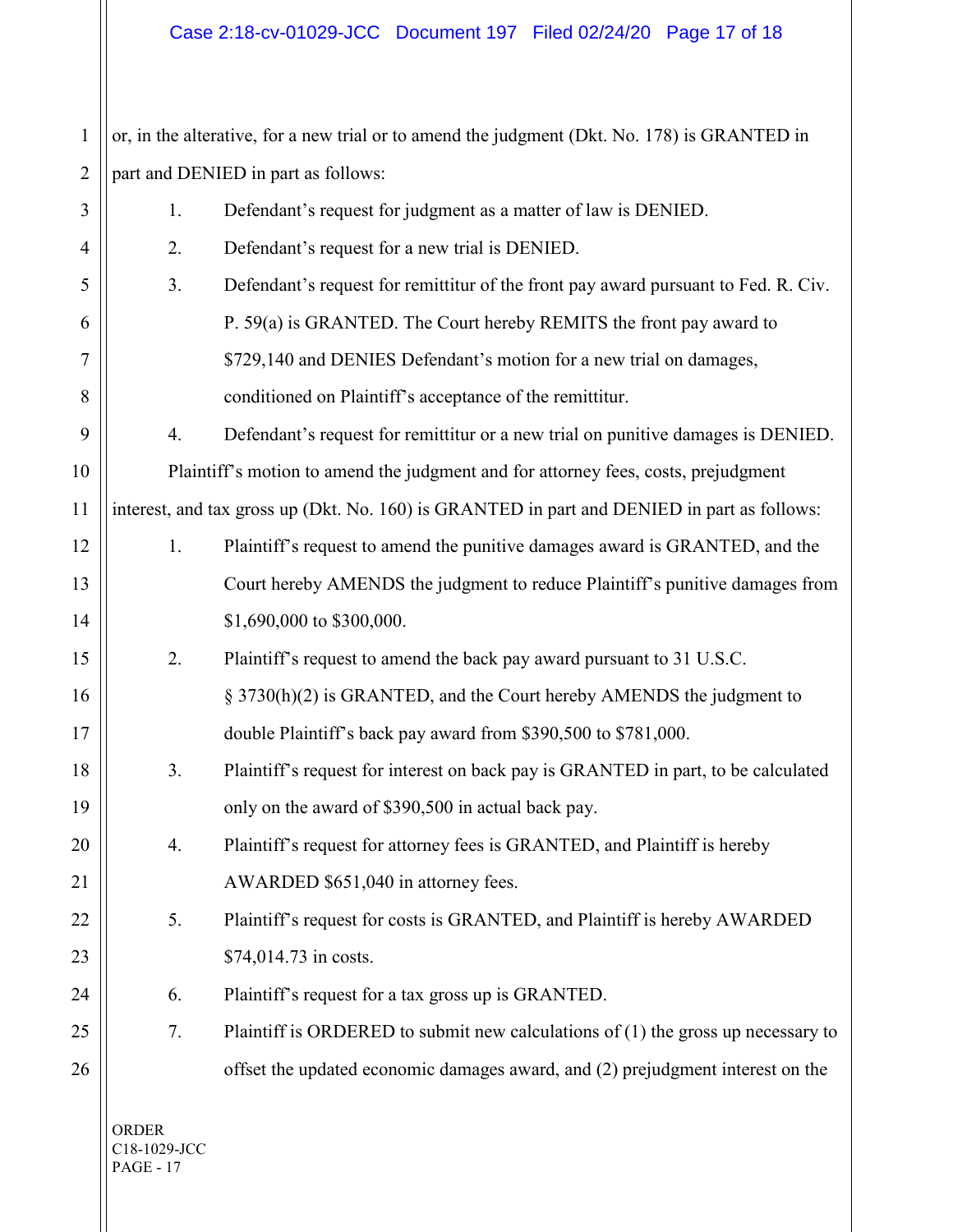or, in the alterative, for a new trial or to amend the judgment (Dkt. No. 178) is GRANTED in part and DENIED in part as follows:

1. Defendant's request for judgment as a matter of law is DENIED.
2. Defendant's request for a new trial is DENIED.
3. Defendant's request for remittitur of the front pay award pursuant to Fed. R. Civ. P. 59(a) is GRANTED. The Court hereby REMITS the front pay award to $729,140 and DENIES Defendant's motion for a new trial on damages, conditioned on Plaintiff's acceptance of the remittitur.
4. Defendant's request for remittitur or a new trial on punitive damages is DENIED.

Plaintiff's motion to amend the judgment and for attorney fees, costs, prejudgment interest, and tax gross up (Dkt. No. 160) is GRANTED in part and DENIED in part as follows:

1. Plaintiff's request to amend the punitive damages award is GRANTED, and the Court hereby AMENDS the judgment to reduce Plaintiff's punitive damages from $1,690,000 to $300,000.
2. Plaintiff's request to amend the back pay award pursuant to 31 U.S.C. § 3730(h)(2) is GRANTED, and the Court hereby AMENDS the judgment to double Plaintiff's back pay award from $390,500 to $781,000.
3. Plaintiff's request for interest on back pay is GRANTED in part, to be calculated only on the award of $390,500 in actual back pay.
4. Plaintiff's request for attorney fees is GRANTED, and Plaintiff is hereby AWARDED $651,040 in attorney fees.
5. Plaintiff's request for costs is GRANTED, and Plaintiff is hereby AWARDED $74,014.73 in costs.
6. Plaintiff's request for a tax gross up is GRANTED.
7. Plaintiff is ORDERED to submit new calculations of (1) the gross up necessary to offset the updated economic damages award, and (2) prejudgment interest on the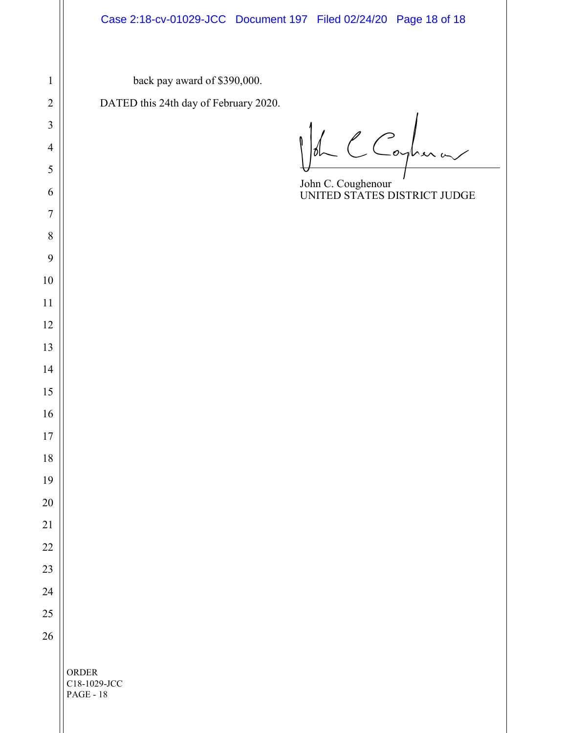back pay award of $390,000.

DATED this 24th day of February 2020.

John C. Coughenour
UNITED STATES DISTRICT JUDGE